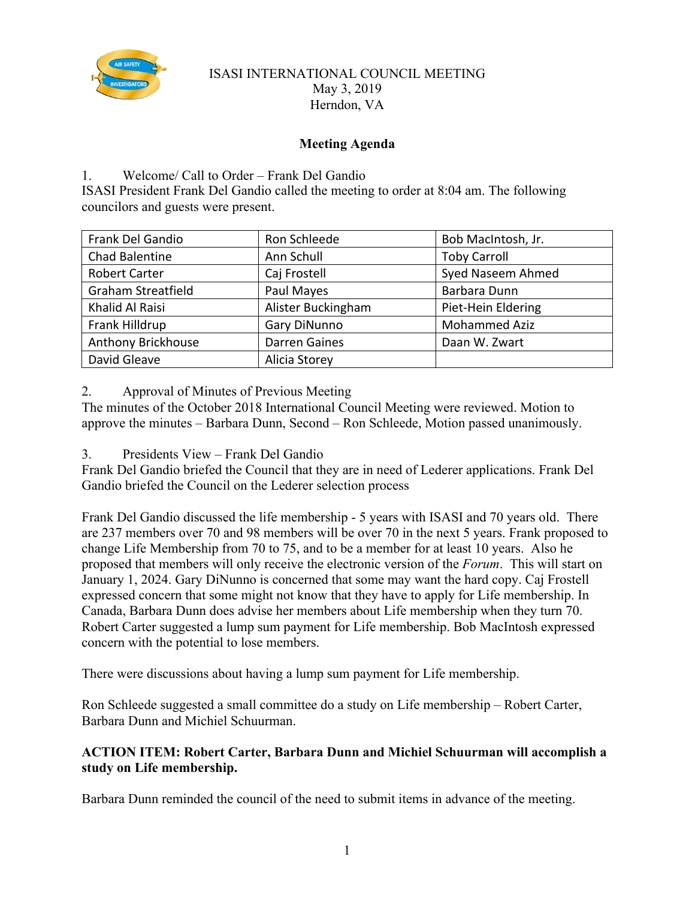ISASI INTERNATIONAL COUNCIL MEETING
May 3, 2019
Herndon, VA

**Meeting Agenda**

1. Welcome/ Call to Order – Frank Del Gandio

ISASI President Frank Del Gandio called the meeting to order at 8:04 am. The following councilors and guests were present.

| Frank Del Gandio | Ron Schleede | Bob MacIntosh, Jr. |
|---|---|---|
| Chad Balentine | Ann Schull | Toby Carroll |
| Robert Carter | Caj Frostell | Syed Naseem Ahmed |
| Graham Streatfield | Paul Mayes | Barbara Dunn |
| Khalid Al Raisi | Alister Buckingham | Piet-Hein Eldering |
| Frank Hilldrup | Gary DiNunno | Mohammed Aziz |
| Anthony Brickhouse | Darren Gaines | Daan W. Zwart |
| David Gleave | Alicia Storey | |

2. Approval of Minutes of Previous Meeting

The minutes of the October 2018 International Council Meeting were reviewed. Motion to approve the minutes – Barbara Dunn, Second – Ron Schleede, Motion passed unanimously.

3. Presidents View – Frank Del Gandio

Frank Del Gandio briefed the Council that they are in need of Lederer applications. Frank Del Gandio briefed the Council on the Lederer selection process

Frank Del Gandio discussed the life membership - 5 years with ISASI and 70 years old. There are 237 members over 70 and 98 members will be over 70 in the next 5 years. Frank proposed to change Life Membership from 70 to 75, and to be a member for at least 10 years. Also he proposed that members will only receive the electronic version of the *Forum*. This will start on January 1, 2024. Gary DiNunno is concerned that some may want the hard copy. Caj Frostell expressed concern that some might not know that they have to apply for Life membership. In Canada, Barbara Dunn does advise her members about Life membership when they turn 70. Robert Carter suggested a lump sum payment for Life membership. Bob MacIntosh expressed concern with the potential to lose members.

There were discussions about having a lump sum payment for Life membership.

Ron Schleede suggested a small committee do a study on Life membership – Robert Carter, Barbara Dunn and Michiel Schuurman.

**ACTION ITEM: Robert Carter, Barbara Dunn and Michiel Schuurman will accomplish a study on Life membership.**

Barbara Dunn reminded the council of the need to submit items in advance of the meeting.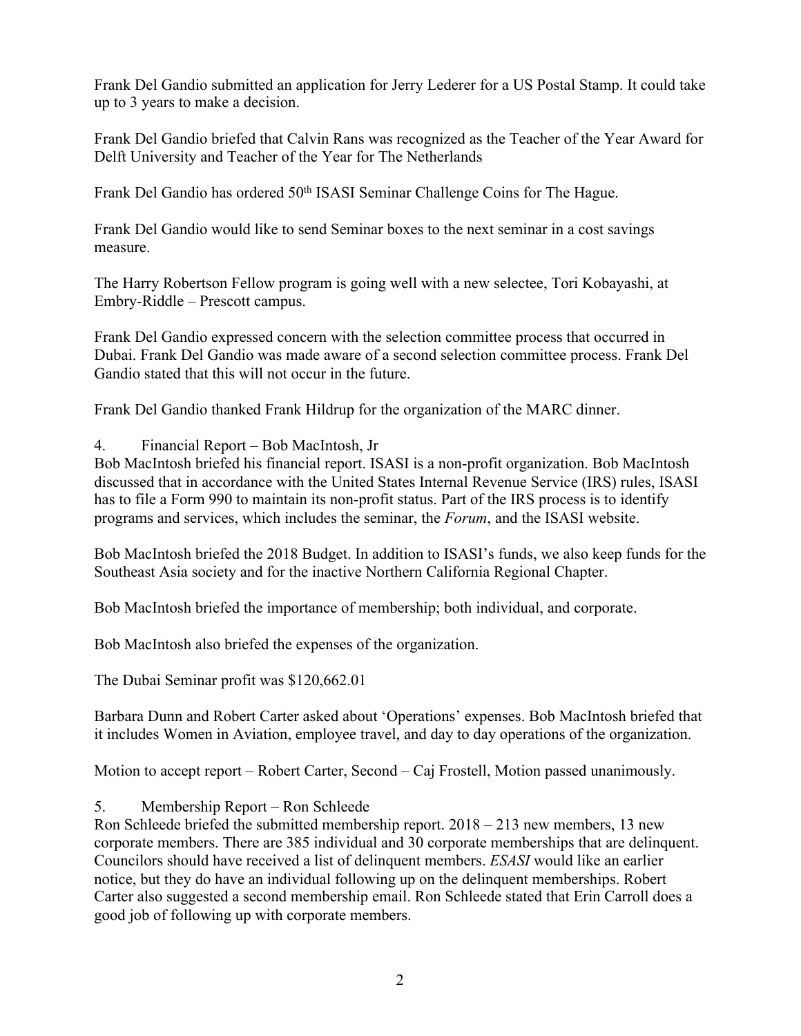Frank Del Gandio submitted an application for Jerry Lederer for a US Postal Stamp. It could take up to 3 years to make a decision.

Frank Del Gandio briefed that Calvin Rans was recognized as the Teacher of the Year Award for Delft University and Teacher of the Year for The Netherlands

Frank Del Gandio has ordered 50th ISASI Seminar Challenge Coins for The Hague.

Frank Del Gandio would like to send Seminar boxes to the next seminar in a cost savings measure.

The Harry Robertson Fellow program is going well with a new selectee, Tori Kobayashi, at Embry-Riddle – Prescott campus.

Frank Del Gandio expressed concern with the selection committee process that occurred in Dubai. Frank Del Gandio was made aware of a second selection committee process. Frank Del Gandio stated that this will not occur in the future.

Frank Del Gandio thanked Frank Hildrup for the organization of the MARC dinner.

4. Financial Report – Bob MacIntosh, Jr

Bob MacIntosh briefed his financial report. ISASI is a non-profit organization. Bob MacIntosh discussed that in accordance with the United States Internal Revenue Service (IRS) rules, ISASI has to file a Form 990 to maintain its non-profit status. Part of the IRS process is to identify programs and services, which includes the seminar, the *Forum*, and the ISASI website.

Bob MacIntosh briefed the 2018 Budget. In addition to ISASI's funds, we also keep funds for the Southeast Asia society and for the inactive Northern California Regional Chapter.

Bob MacIntosh briefed the importance of membership; both individual, and corporate.

Bob MacIntosh also briefed the expenses of the organization.

The Dubai Seminar profit was $120,662.01

Barbara Dunn and Robert Carter asked about 'Operations' expenses. Bob MacIntosh briefed that it includes Women in Aviation, employee travel, and day to day operations of the organization.

Motion to accept report – Robert Carter, Second – Caj Frostell, Motion passed unanimously.

5. Membership Report – Ron Schleede

Ron Schleede briefed the submitted membership report. 2018 – 213 new members, 13 new corporate members. There are 385 individual and 30 corporate memberships that are delinquent. Councilors should have received a list of delinquent members. *ESASI* would like an earlier notice, but they do have an individual following up on the delinquent memberships. Robert Carter also suggested a second membership email. Ron Schleede stated that Erin Carroll does a good job of following up with corporate members.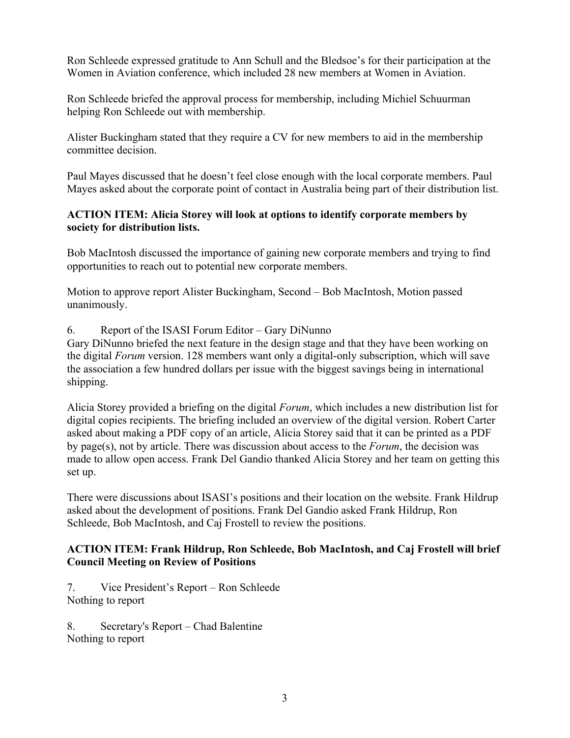Ron Schleede expressed gratitude to Ann Schull and the Bledsoe's for their participation at the Women in Aviation conference, which included 28 new members at Women in Aviation.

Ron Schleede briefed the approval process for membership, including Michiel Schuurman helping Ron Schleede out with membership.

Alister Buckingham stated that they require a CV for new members to aid in the membership committee decision.

Paul Mayes discussed that he doesn't feel close enough with the local corporate members. Paul Mayes asked about the corporate point of contact in Australia being part of their distribution list.

**ACTION ITEM: Alicia Storey will look at options to identify corporate members by society for distribution lists.**

Bob MacIntosh discussed the importance of gaining new corporate members and trying to find opportunities to reach out to potential new corporate members.

Motion to approve report Alister Buckingham, Second – Bob MacIntosh, Motion passed unanimously.

6. Report of the ISASI Forum Editor – Gary DiNunno

Gary DiNunno briefed the next feature in the design stage and that they have been working on the digital *Forum* version. 128 members want only a digital-only subscription, which will save the association a few hundred dollars per issue with the biggest savings being in international shipping.

Alicia Storey provided a briefing on the digital *Forum*, which includes a new distribution list for digital copies recipients. The briefing included an overview of the digital version. Robert Carter asked about making a PDF copy of an article, Alicia Storey said that it can be printed as a PDF by page(s), not by article. There was discussion about access to the *Forum*, the decision was made to allow open access. Frank Del Gandio thanked Alicia Storey and her team on getting this set up.

There were discussions about ISASI's positions and their location on the website. Frank Hildrup asked about the development of positions. Frank Del Gandio asked Frank Hildrup, Ron Schleede, Bob MacIntosh, and Caj Frostell to review the positions.

**ACTION ITEM: Frank Hildrup, Ron Schleede, Bob MacIntosh, and Caj Frostell will brief Council Meeting on Review of Positions**

7. Vice President's Report – Ron Schleede

Nothing to report

8. Secretary's Report – Chad Balentine

Nothing to report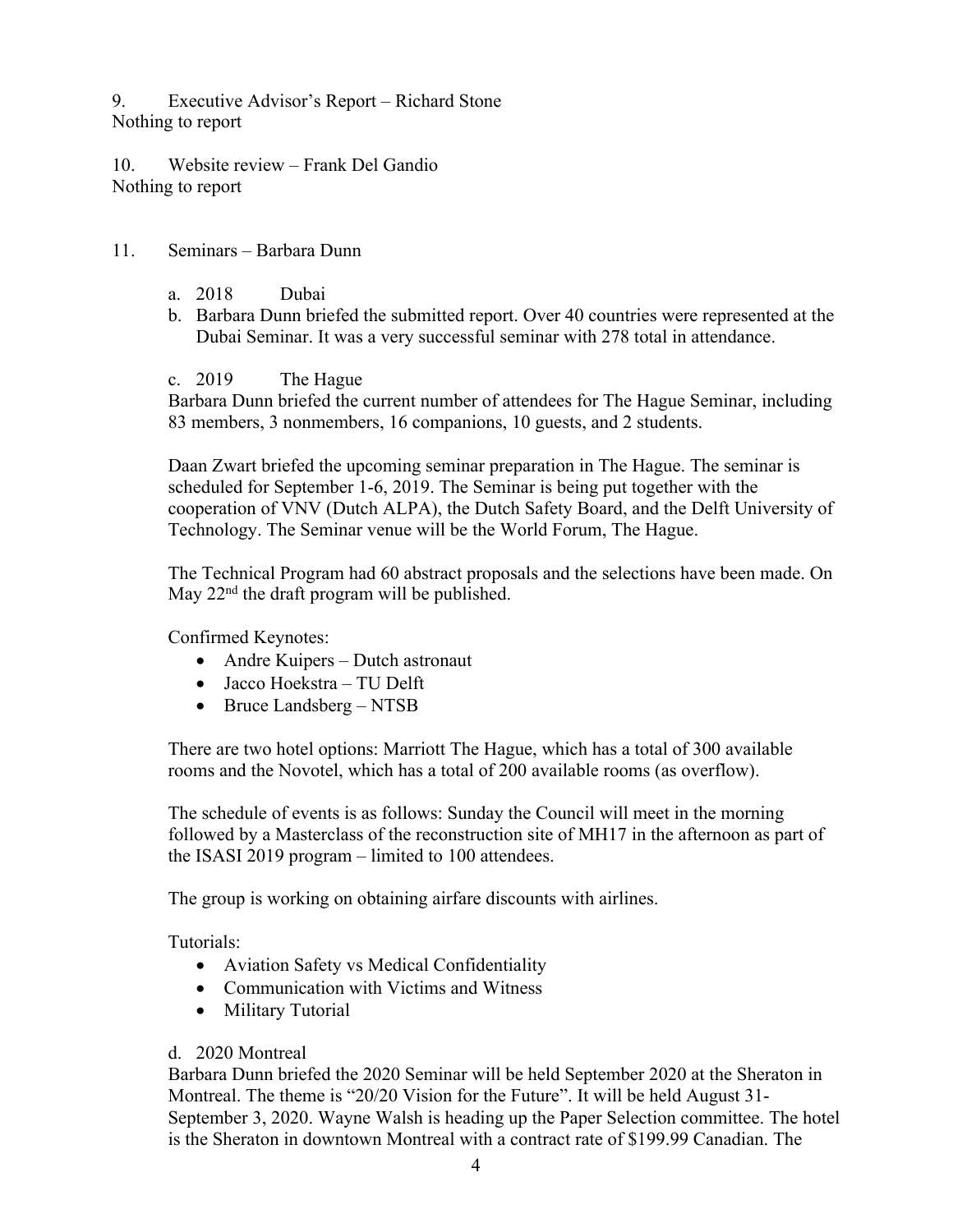9. Executive Advisor's Report – Richard Stone
Nothing to report

10. Website review – Frank Del Gandio
Nothing to report

11. Seminars – Barbara Dunn

a. 2018 Dubai
b. Barbara Dunn briefed the submitted report. Over 40 countries were represented at the Dubai Seminar. It was a very successful seminar with 278 total in attendance.

c. 2019 The Hague

Barbara Dunn briefed the current number of attendees for The Hague Seminar, including 83 members, 3 nonmembers, 16 companions, 10 guests, and 2 students.

Daan Zwart briefed the upcoming seminar preparation in The Hague. The seminar is scheduled for September 1-6, 2019. The Seminar is being put together with the cooperation of VNV (Dutch ALPA), the Dutch Safety Board, and the Delft University of Technology. The Seminar venue will be the World Forum, The Hague.

The Technical Program had 60 abstract proposals and the selections have been made. On May 22nd the draft program will be published.

Confirmed Keynotes:

- Andre Kuipers – Dutch astronaut
- Jacco Hoekstra – TU Delft
- Bruce Landsberg – NTSB

There are two hotel options: Marriott The Hague, which has a total of 300 available rooms and the Novotel, which has a total of 200 available rooms (as overflow).

The schedule of events is as follows: Sunday the Council will meet in the morning followed by a Masterclass of the reconstruction site of MH17 in the afternoon as part of the ISASI 2019 program – limited to 100 attendees.

The group is working on obtaining airfare discounts with airlines.

Tutorials:

- Aviation Safety vs Medical Confidentiality
- Communication with Victims and Witness
- Military Tutorial

d. 2020 Montreal

Barbara Dunn briefed the 2020 Seminar will be held September 2020 at the Sheraton in Montreal. The theme is "20/20 Vision for the Future". It will be held August 31-September 3, 2020. Wayne Walsh is heading up the Paper Selection committee. The hotel is the Sheraton in downtown Montreal with a contract rate of $199.99 Canadian. The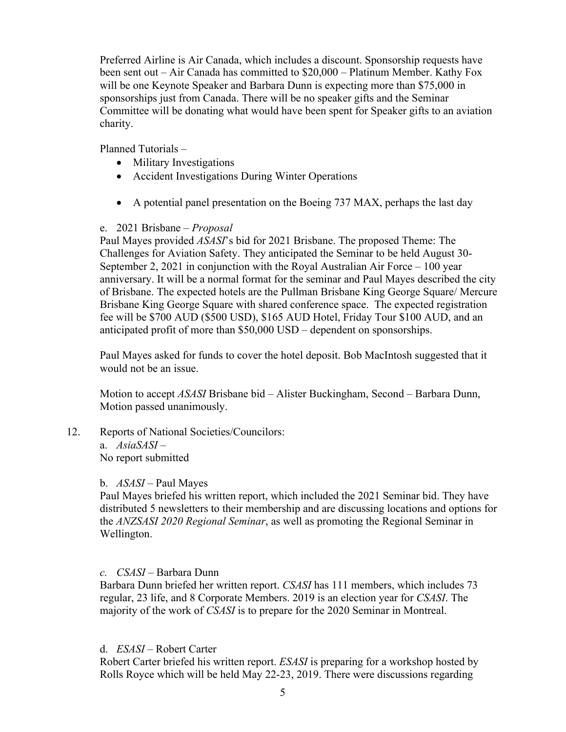Preferred Airline is Air Canada, which includes a discount. Sponsorship requests have been sent out – Air Canada has committed to $20,000 – Platinum Member. Kathy Fox will be one Keynote Speaker and Barbara Dunn is expecting more than $75,000 in sponsorships just from Canada. There will be no speaker gifts and the Seminar Committee will be donating what would have been spent for Speaker gifts to an aviation charity.

Planned Tutorials –

- Military Investigations
- Accident Investigations During Winter Operations
- A potential panel presentation on the Boeing 737 MAX, perhaps the last day

e. 2021 Brisbane – *Proposal*

Paul Mayes provided *ASASI*'s bid for 2021 Brisbane. The proposed Theme: The Challenges for Aviation Safety. They anticipated the Seminar to be held August 30-September 2, 2021 in conjunction with the Royal Australian Air Force – 100 year anniversary. It will be a normal format for the seminar and Paul Mayes described the city of Brisbane. The expected hotels are the Pullman Brisbane King George Square/ Mercure Brisbane King George Square with shared conference space. The expected registration fee will be $700 AUD ($500 USD), $165 AUD Hotel, Friday Tour $100 AUD, and an anticipated profit of more than $50,000 USD – dependent on sponsorships.

Paul Mayes asked for funds to cover the hotel deposit. Bob MacIntosh suggested that it would not be an issue.

Motion to accept *ASASI* Brisbane bid – Alister Buckingham, Second – Barbara Dunn, Motion passed unanimously.

12. Reports of National Societies/Councilors:

a. *AsiaSASI* –
No report submitted

b. *ASASI* – Paul Mayes

Paul Mayes briefed his written report, which included the 2021 Seminar bid. They have distributed 5 newsletters to their membership and are discussing locations and options for the *ANZSASI 2020 Regional Seminar*, as well as promoting the Regional Seminar in Wellington.

*c. CSASI* – Barbara Dunn

Barbara Dunn briefed her written report. *CSASI* has 111 members, which includes 73 regular, 23 life, and 8 Corporate Members. 2019 is an election year for *CSASI*. The majority of the work of *CSASI* is to prepare for the 2020 Seminar in Montreal.

d. *ESASI* – Robert Carter

Robert Carter briefed his written report. *ESASI* is preparing for a workshop hosted by Rolls Royce which will be held May 22-23, 2019. There were discussions regarding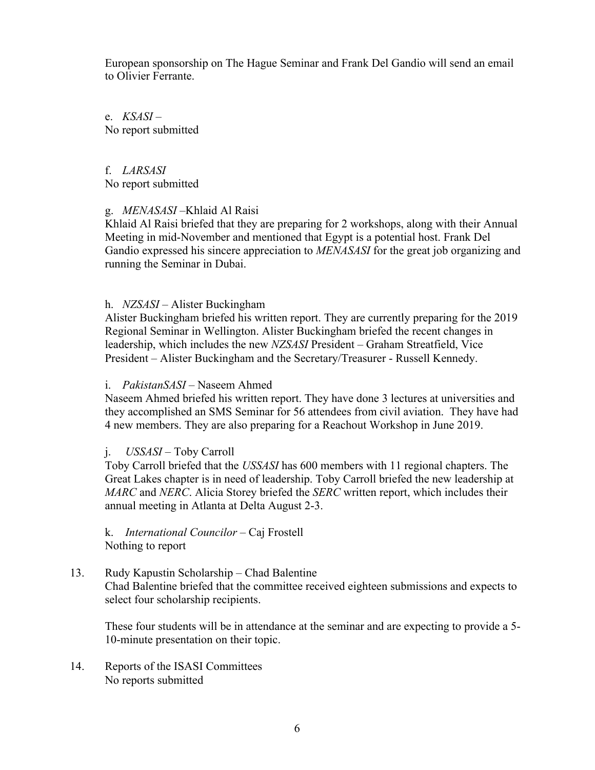European sponsorship on The Hague Seminar and Frank Del Gandio will send an email to Olivier Ferrante.

e. *KSASI* –
No report submitted

f. *LARSASI*
No report submitted

g. *MENASASI* –Khlaid Al Raisi
Khlaid Al Raisi briefed that they are preparing for 2 workshops, along with their Annual Meeting in mid-November and mentioned that Egypt is a potential host. Frank Del Gandio expressed his sincere appreciation to *MENASASI* for the great job organizing and running the Seminar in Dubai.

h. *NZSASI* – Alister Buckingham
Alister Buckingham briefed his written report. They are currently preparing for the 2019 Regional Seminar in Wellington. Alister Buckingham briefed the recent changes in leadership, which includes the new *NZSASI* President – Graham Streatfield, Vice President – Alister Buckingham and the Secretary/Treasurer - Russell Kennedy.

i. *PakistanSASI* – Naseem Ahmed
Naseem Ahmed briefed his written report. They have done 3 lectures at universities and they accomplished an SMS Seminar for 56 attendees from civil aviation. They have had 4 new members. They are also preparing for a Reachout Workshop in June 2019.

j. *USSASI* – Toby Carroll
Toby Carroll briefed that the *USSASI* has 600 members with 11 regional chapters. The Great Lakes chapter is in need of leadership. Toby Carroll briefed the new leadership at *MARC* and *NERC*. Alicia Storey briefed the *SERC* written report, which includes their annual meeting in Atlanta at Delta August 2-3.

k. *International Councilor* – Caj Frostell
Nothing to report

13. Rudy Kapustin Scholarship – Chad Balentine
Chad Balentine briefed that the committee received eighteen submissions and expects to select four scholarship recipients.

These four students will be in attendance at the seminar and are expecting to provide a 5-10-minute presentation on their topic.

14. Reports of the ISASI Committees
No reports submitted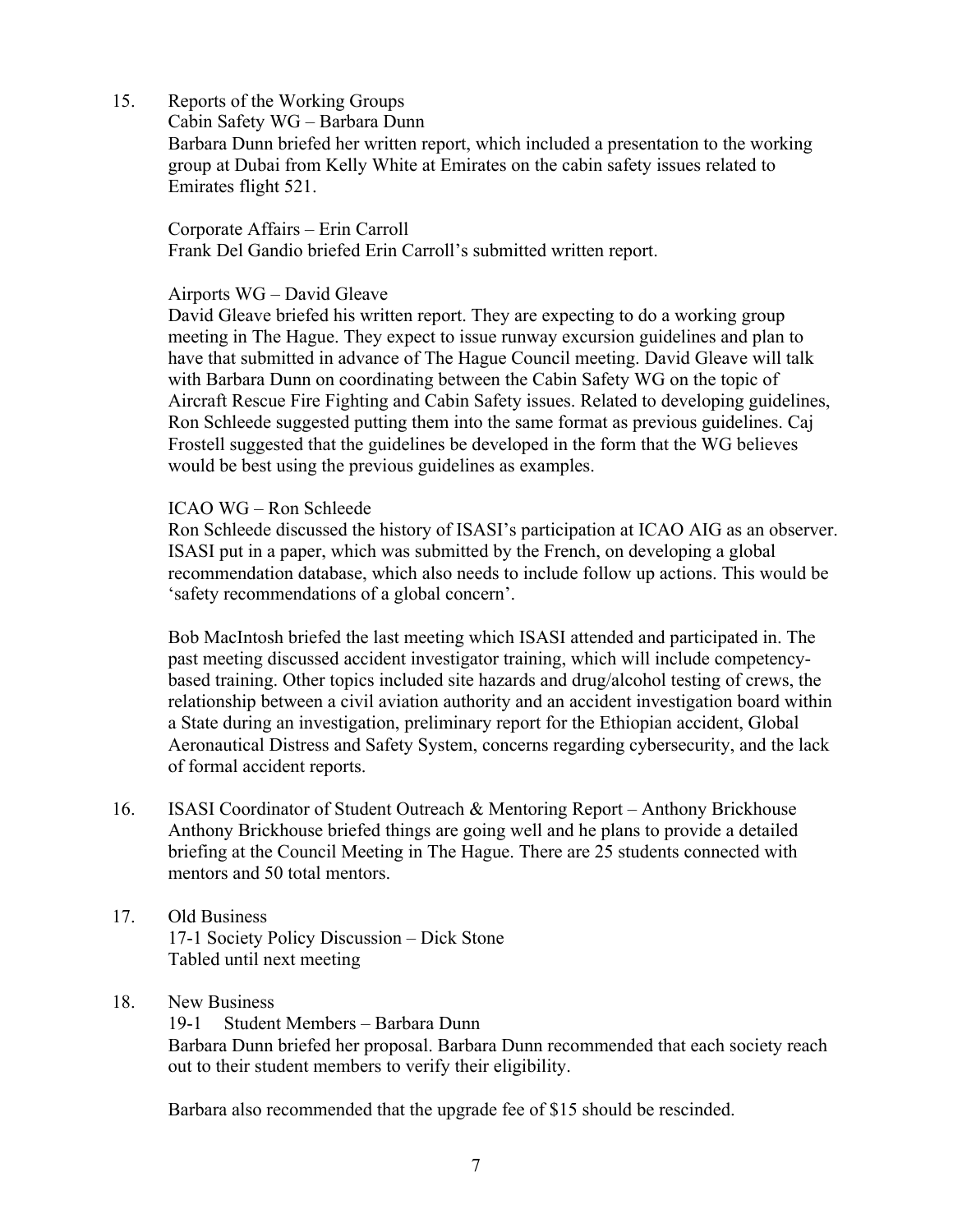15. Reports of the Working Groups

Cabin Safety WG – Barbara Dunn

Barbara Dunn briefed her written report, which included a presentation to the working group at Dubai from Kelly White at Emirates on the cabin safety issues related to Emirates flight 521.

Corporate Affairs – Erin Carroll

Frank Del Gandio briefed Erin Carroll's submitted written report.

Airports WG – David Gleave

David Gleave briefed his written report. They are expecting to do a working group meeting in The Hague. They expect to issue runway excursion guidelines and plan to have that submitted in advance of The Hague Council meeting. David Gleave will talk with Barbara Dunn on coordinating between the Cabin Safety WG on the topic of Aircraft Rescue Fire Fighting and Cabin Safety issues. Related to developing guidelines, Ron Schleede suggested putting them into the same format as previous guidelines. Caj Frostell suggested that the guidelines be developed in the form that the WG believes would be best using the previous guidelines as examples.

ICAO WG – Ron Schleede

Ron Schleede discussed the history of ISASI's participation at ICAO AIG as an observer. ISASI put in a paper, which was submitted by the French, on developing a global recommendation database, which also needs to include follow up actions. This would be 'safety recommendations of a global concern'.

Bob MacIntosh briefed the last meeting which ISASI attended and participated in. The past meeting discussed accident investigator training, which will include competency-based training. Other topics included site hazards and drug/alcohol testing of crews, the relationship between a civil aviation authority and an accident investigation board within a State during an investigation, preliminary report for the Ethiopian accident, Global Aeronautical Distress and Safety System, concerns regarding cybersecurity, and the lack of formal accident reports.

16. ISASI Coordinator of Student Outreach & Mentoring Report – Anthony Brickhouse

Anthony Brickhouse briefed things are going well and he plans to provide a detailed briefing at the Council Meeting in The Hague. There are 25 students connected with mentors and 50 total mentors.

17. Old Business

17-1 Society Policy Discussion – Dick Stone

Tabled until next meeting

18. New Business

19-1 Student Members – Barbara Dunn

Barbara Dunn briefed her proposal. Barbara Dunn recommended that each society reach out to their student members to verify their eligibility.

Barbara also recommended that the upgrade fee of $15 should be rescinded.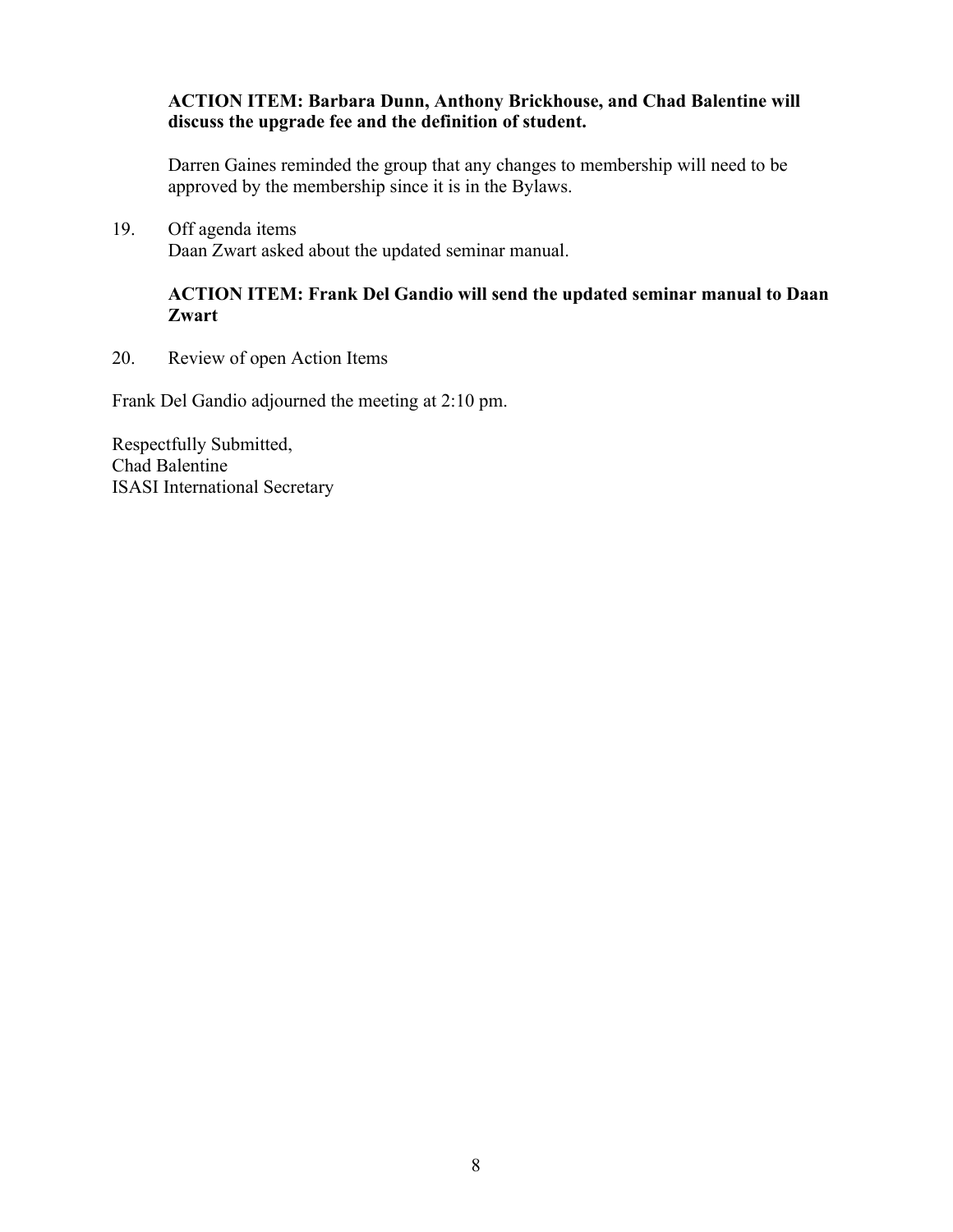**ACTION ITEM: Barbara Dunn, Anthony Brickhouse, and Chad Balentine will discuss the upgrade fee and the definition of student.**

Darren Gaines reminded the group that any changes to membership will need to be approved by the membership since it is in the Bylaws.

19. Off agenda items
    Daan Zwart asked about the updated seminar manual.

    **ACTION ITEM: Frank Del Gandio will send the updated seminar manual to Daan Zwart**

20. Review of open Action Items

Frank Del Gandio adjourned the meeting at 2:10 pm.

Respectfully Submitted,
Chad Balentine
ISASI International Secretary